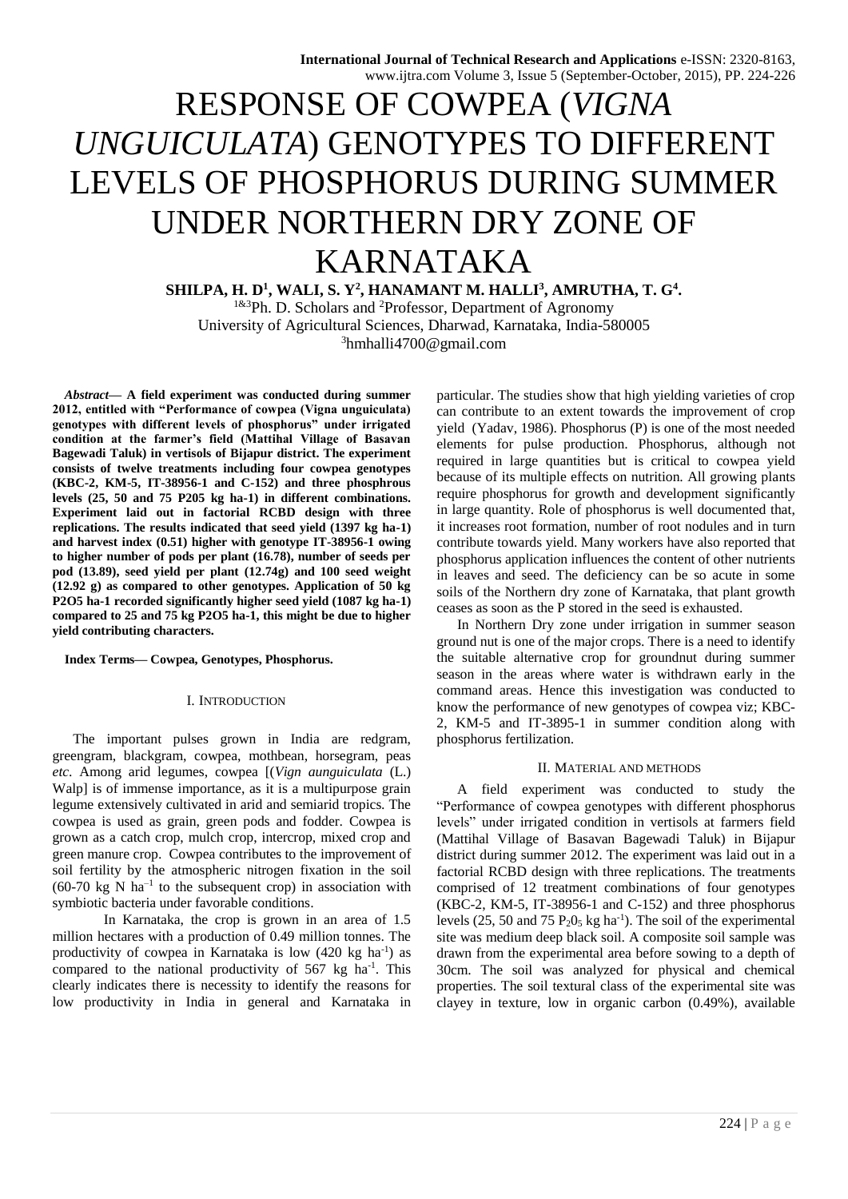# RESPONSE OF COWPEA (*VIGNA UNGUICULATA*) GENOTYPES TO DIFFERENT LEVELS OF PHOSPHORUS DURING SUMMER UNDER NORTHERN DRY ZONE OF KARNATAKA

**SHILPA, H. D[1], WALI, S. Y[2], HANAMANT M. HALLI[3], AMRUTHA, T. G[4].**

[1&3]Ph. D. Scholars and [2]Professor, Department of Agronomy
University of Agricultural Sciences, Dharwad, Karnataka, India-580005
[3]hmhalli4700@gmail.com

***Abstract*— A field experiment was conducted during summer 2012, entitled with "Performance of cowpea (Vigna unguiculata) genotypes with different levels of phosphorus" under irrigated condition at the farmer's field (Mattihal Village of Basavan Bagewadi Taluk) in vertisols of Bijapur district. The experiment consists of twelve treatments including four cowpea genotypes (KBC-2, KM-5, IT-38956-1 and C-152) and three phosphrous levels (25, 50 and 75 P205 kg ha-1) in different combinations. Experiment laid out in factorial RCBD design with three replications. The results indicated that seed yield (1397 kg ha-1) and harvest index (0.51) higher with genotype IT-38956-1 owing to higher number of pods per plant (16.78), number of seeds per pod (13.89), seed yield per plant (12.74g) and 100 seed weight (12.92 g) as compared to other genotypes. Application of 50 kg P2O5 ha-1 recorded significantly higher seed yield (1087 kg ha-1) compared to 25 and 75 kg P2O5 ha-1, this might be due to higher yield contributing characters.**

**Index Terms— Cowpea, Genotypes, Phosphorus.**

## I. INTRODUCTION

The important pulses grown in India are redgram, greengram, blackgram, cowpea, mothbean, horsegram, peas *etc*. Among arid legumes, cowpea [(*Vign aunguiculata* (L.) Walp] is of immense importance, as it is a multipurpose grain legume extensively cultivated in arid and semiarid tropics. The cowpea is used as grain, green pods and fodder. Cowpea is grown as a catch crop, mulch crop, intercrop, mixed crop and green manure crop. Cowpea contributes to the improvement of soil fertility by the atmospheric nitrogen fixation in the soil (60-70 kg N $ha^{-1}$ to the subsequent crop) in association with symbiotic bacteria under favorable conditions.

In Karnataka, the crop is grown in an area of 1.5 million hectares with a production of 0.49 million tonnes. The productivity of cowpea in Karnataka is low (420 kg $ha^{-1}$) as compared to the national productivity of 567 kg $ha^{-1}$. This clearly indicates there is necessity to identify the reasons for low productivity in India in general and Karnataka in particular. The studies show that high yielding varieties of crop can contribute to an extent towards the improvement of crop yield (Yadav, 1986). Phosphorus (P) is one of the most needed elements for pulse production. Phosphorus, although not required in large quantities but is critical to cowpea yield because of its multiple effects on nutrition. All growing plants require phosphorus for growth and development significantly in large quantity. Role of phosphorus is well documented that, it increases root formation, number of root nodules and in turn contribute towards yield. Many workers have also reported that phosphorus application influences the content of other nutrients in leaves and seed. The deficiency can be so acute in some soils of the Northern dry zone of Karnataka, that plant growth ceases as soon as the P stored in the seed is exhausted.

In Northern Dry zone under irrigation in summer season ground nut is one of the major crops. There is a need to identify the suitable alternative crop for groundnut during summer season in the areas where water is withdrawn early in the command areas. Hence this investigation was conducted to know the performance of new genotypes of cowpea viz; KBC-2, KM-5 and IT-3895-1 in summer condition along with phosphorus fertilization.

## II. MATERIAL AND METHODS

A field experiment was conducted to study the "Performance of cowpea genotypes with different phosphorus levels" under irrigated condition in vertisols at farmers field (Mattihal Village of Basavan Bagewadi Taluk) in Bijapur district during summer 2012. The experiment was laid out in a factorial RCBD design with three replications. The treatments comprised of 12 treatment combinations of four genotypes (KBC-2, KM-5, IT-38956-1 and C-152) and three phosphorus levels (25, 50 and 75 $P_2O_5$ kg $ha^{-1}$). The soil of the experimental site was medium deep black soil. A composite soil sample was drawn from the experimental area before sowing to a depth of 30cm. The soil was analyzed for physical and chemical properties. The soil textural class of the experimental site was clayey in texture, low in organic carbon (0.49%), available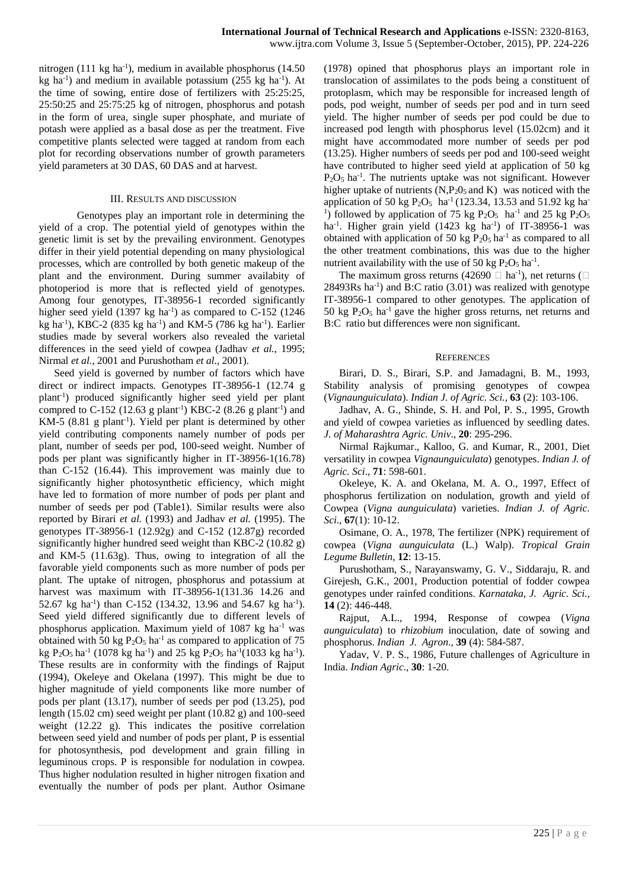nitrogen (111 kg $ha^{-1}$), medium in available phosphorus (14.50 kg $ha^{-1}$) and medium in available potassium (255 kg $ha^{-1}$). At the time of sowing, entire dose of fertilizers with 25:25:25, 25:50:25 and 25:75:25 kg of nitrogen, phosphorus and potash in the form of urea, single super phosphate, and muriate of potash were applied as a basal dose as per the treatment. Five competitive plants selected were tagged at random from each plot for recording observations number of growth parameters yield parameters at 30 DAS, 60 DAS and at harvest.

## III. Results and discussion

Genotypes play an important role in determining the yield of a crop. The potential yield of genotypes within the genetic limit is set by the prevailing environment. Genotypes differ in their yield potential depending on many physiological processes, which are controlled by both genetic makeup of the plant and the environment. During summer availabity of photoperiod is more that is reflected yield of genotypes. Among four genotypes, IT-38956-1 recorded significantly higher seed yield (1397 kg $ha^{-1}$) as compared to C-152 (1246 kg $ha^{-1}$), KBC-2 (835 kg $ha^{-1}$) and KM-5 (786 kg $ha^{-1}$). Earlier studies made by several workers also revealed the varietal differences in the seed yield of cowpea (Jadhav *et al.*, 1995; Nirmal *et al.*, 2001 and Purushotham *et al.*, 2001).

Seed yield is governed by number of factors which have direct or indirect impacts. Genotypes IT-38956-1 (12.74 g $plant^{-1}$) produced significantly higher seed yield per plant compred to C-152 (12.63 g $plant^{-1}$) KBC-2 (8.26 g $plant^{-1}$) and KM-5 (8.81 g $plant^{-1}$). Yield per plant is determined by other yield contributing components namely number of pods per plant, number of seeds per pod, 100-seed weight. Number of pods per plant was significantly higher in IT-38956-1(16.78) than C-152 (16.44). This improvement was mainly due to significantly higher photosynthetic efficiency, which might have led to formation of more number of pods per plant and number of seeds per pod (Table1). Similar results were also reported by Birari *et al.* (1993) and Jadhav *et al.* (1995). The genotypes IT-38956-1 (12.92g) and C-152 (12.87g) recorded significantly higher hundred seed weight than KBC-2 (10.82 g) and KM-5 (11.63g). Thus, owing to integration of all the favorable yield components such as more number of pods per plant. The uptake of nitrogen, phosphorus and potassium at harvest was maximum with IT-38956-1(131.36 14.26 and 52.67 kg $ha^{-1}$) than C-152 (134.32, 13.96 and 54.67 kg $ha^{-1}$). Seed yield differed significantly due to different levels of phosphorus application. Maximum yield of 1087 kg $ha^{-1}$ was obtained with 50 kg $P_2O_5$ $ha^{-1}$ as compared to application of 75 kg $P_2O_5$ $ha^{-1}$ (1078 kg $ha^{-1}$) and 25 kg $P_2O_5$ $ha^{-1}$(1033 kg $ha^{-1}$). These results are in conformity with the findings of Rajput (1994), Okeleye and Okelana (1997). This might be due to higher magnitude of yield components like more number of pods per plant (13.17), number of seeds per pod (13.25), pod length (15.02 cm) seed weight per plant (10.82 g) and 100-seed weight (12.22 g). This indicates the positive correlation between seed yield and number of pods per plant, P is essential for photosynthesis, pod development and grain filling in leguminous crops. P is responsible for nodulation in cowpea. Thus higher nodulation resulted in higher nitrogen fixation and eventually the number of pods per plant. Author Osimane (1978) opined that phosphorus plays an important role in translocation of assimilates to the pods being a constituent of protoplasm, which may be responsible for increased length of pods, pod weight, number of seeds per pod and in turn seed yield. The higher number of seeds per pod could be due to increased pod length with phosphorus level (15.02cm) and it might have accommodated more number of seeds per pod (13.25). Higher numbers of seeds per pod and 100-seed weight have contributed to higher seed yield at application of 50 kg $P_2O_5$ $ha^{-1}$. The nutrients uptake was not significant. However higher uptake of nutrients (N,$P_2O_5$ and K) was noticed with the application of 50 kg $P_2O_5$ $ha^{-1}$ (123.34, 13.53 and 51.92 kg $ha^{-1}$) followed by application of 75 kg $P_2O_5$ $ha^{-1}$ and 25 kg $P_2O_5$ $ha^{-1}$. Higher grain yield (1423 kg $ha^{-1}$) of IT-38956-1 was obtained with application of 50 kg $P_2O_5$ $ha^{-1}$ as compared to all the other treatment combinations, this was due to the higher nutrient availability with the use of 50 kg $P_2O_5$ $ha^{-1}$.

The maximum gross returns (42690 □ $ha^{-1}$), net returns (□ 28493Rs $ha^{-1}$) and B:C ratio (3.01) was realized with genotype IT-38956-1 compared to other genotypes. The application of 50 kg $P_2O_5$ $ha^{-1}$ gave the higher gross returns, net returns and B:C ratio but differences were non significant.

## References

Birari, D. S., Birari, S.P. and Jamadagni, B. M., 1993, Stability analysis of promising genotypes of cowpea (*Vignaunguiculata*). *Indian J. of Agric. Sci.*, **63** (2): 103-106.

Jadhav, A. G., Shinde, S. H. and Pol, P. S., 1995, Growth and yield of cowpea varieties as influenced by seedling dates. *J. of Maharashtra Agric. Univ*., **20**: 295-296.

Nirmal Rajkumar., Kalloo, G. and Kumar, R., 2001, Diet versatility in cowpea *Vignaunguiculata*) genotypes. *Indian J. of Agric. Sci*., **71**: 598-601.

Okeleye, K. A. and Okelana, M. A. O., 1997, Effect of phosphorus fertilization on nodulation, growth and yield of Cowpea (*Vigna aunguiculata*) varieties. *Indian J. of Agric. Sci*., **67**(1): 10-12.

Osimane, O. A., 1978, The fertilizer (NPK) requirement of cowpea (*Vigna aunguiculata* (L.) Walp). *Tropical Grain Legume Bulletin*, **12**: 13-15.

Purushotham, S., Narayanswamy, G. V., Siddaraju, R. and Girejesh, G.K., 2001, Production potential of fodder cowpea genotypes under rainfed conditions. *Karnataka, J. Agric. Sci.*, **14** (2): 446-448.

Rajput, A.L., 1994, Response of cowpea (*Vigna aunguiculata*) to *rhizobium* inoculation, date of sowing and phosphorus. *Indian J. Agron*., **39** (4): 584-587.

Yadav, V. P. S., 1986, Future challenges of Agriculture in India. *Indian Agric*., **30**: 1-20.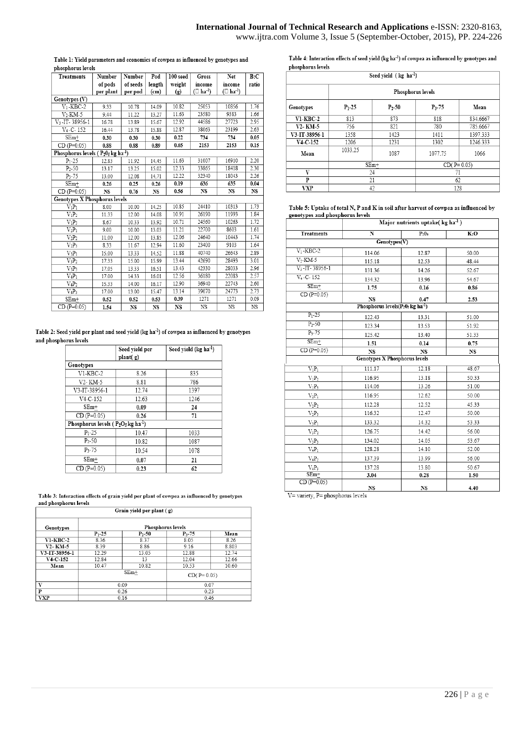Table 1: Yield parameters and economics of cowpea as influenced by genotypes and phosphorus levels

| Treatments | Number of pods per plant | Number of seeds per pod | Pod length (cm) | 100 seed weight (g) | Gross income (₹ ha$^{-1}$) | Net income (₹ ha$^{-1}$) | B:C ratio |
|---|---|---|---|---|---|---|---|
| **Genotypes (V)** | | | | | | | |
| $V_1$-KBC-2 | 9.33 | 10.78 | 14.09 | 10.82 | 25053 | 10856 | 1.76 |
| $V_2$-KM-5 | 9.44 | 11.22 | 13.27 | 11.63 | 23580 | 9383 | 1.66 |
| $V_3$-IT- 38956-1 | 16.78 | 13.89 | 15.67 | 12.92 | 44586 | 27723 | 2.95 |
| $V_4$-C- 152 | 16.44 | 13.78 | 15.88 | 12.87 | 38063 | 23199 | 2.63 |
| SEm± | 0.30 | 0.30 | 0.30 | 0.22 | 734 | 734 | 0.05 |
| CD (P=0.05) | 0.88 | 0.88 | 0.89 | 0.65 | 2153 | 2153 | 0.15 |
| **Phosphorus levels ( $P_2O_5$ kg ha$^{-1}$)** | | | | | | | |
| $P_1$-25 | 12.83 | 11.92 | 14.45 | 11.63 | 31007 | 16910 | 2.20 |
| $P_2$-50 | 13.17 | 13.25 | 15.02 | 12.33 | 33865 | 18418 | 2.30 |
| $P_3$-75 | 13.00 | 12.08 | 14.71 | 12.22 | 32340 | 18043 | 2.26 |
| SEm± | 0.26 | 0.25 | 0.26 | 0.19 | 636 | 635 | 0.04 |
| CD (P=0.05) | NS | 0.76 | NS | 0.56 | NS | NS | NS |
| **Genotypes X Phosphorus levels** | | | | | | | |
| $V_1P_1$ | 8.00 | 10.00 | 14.25 | 10.85 | 24410 | 10313 | 1.73 |
| $V_1P_2$ | 11.33 | 12.00 | 14.08 | 10.91 | 26190 | 11993 | 1.84 |
| $V_1P_3$ | 8.67 | 10.33 | 13.92 | 10.71 | 24560 | 10263 | 1.72 |
| $V_2P_1$ | 9.00 | 10.00 | 13.03 | 11.21 | 22700 | 8603 | 1.61 |
| $V_2P_2$ | 11.00 | 12.00 | 13.85 | 12.06 | 24640 | 10443 | 1.74 |
| $V_2P_3$ | 8.33 | 11.67 | 12.94 | 11.60 | 23400 | 9103 | 1.64 |
| $V_3P_1$ | 15.00 | 13.33 | 14.52 | 11.88 | 40740 | 26643 | 2.89 |
| $V_3P_2$ | 17.33 | 15.00 | 15.99 | 13.44 | 42690 | 28493 | 3.01 |
| $V_3P_3$ | 17.05 | 13.33 | 16.51 | 13.43 | 42330 | 28033 | 2.96 |
| $V_4P_1$ | 17.00 | 14.33 | 16.01 | 12.56 | 36180 | 22083 | 2.57 |
| $V_4P_2$ | 15.33 | 14.00 | 16.17 | 12.90 | 36940 | 22743 | 2.60 |
| $V_4P_3$ | 17.00 | 13.00 | 15.47 | 13.14 | 39070 | 24773 | 2.73 |
| SEm± | 0.52 | 0.52 | 0.53 | 0.39 | 1271 | 1271 | 0.09 |
| CD (P=0.05) | 1.54 | NS | NS | NS | NS | NS | NS |

Table 2: Seed yield per plant and seed yield (kg ha$^{-1}$) of cowpea as influenced by genotypes and phosphorus levels

| | Seed yield per plant( g) | Seed yield (kg ha$^{-1}$) |
|---|---|---|
| **Genotypes** | | |
| V1-KBC-2 | 8.26 | 835 |
| V2- KM-5 | 8.81 | 786 |
| V3-IT-38956-1 | 12.74 | 1397 |
| V4-C-152 | 12.63 | 1246 |
| SEm± | 0.09 | 24 |
| CD (P=0.05) | 0.26 | 71 |
| **Phosphorus levels ( $P_2O_5$ kg ha$^{-1}$)** | | |
| $P_1$-25 | 10.47 | 1033 |
| $P_2$-50 | 10.82 | 1087 |
| $P_3$-75 | 10.54 | 1078 |
| SEm± | 0.07 | 21 |
| CD (P=0.05) | 0.23 | 62 |

Table 3: Interaction effects of grain yield per plant of cowpea as influenced by genotypes and phosphorus levels

| Grain yield per plant ( g) | | | | |
|---|---|---|---|---|
| Genotypes | Phosphorus levels | | | |
| | $P_1$-25 | $P_2$-50 | $P_3$-75 | Mean |
| V1-KBC-2 | 8.36 | 8.37 | 8.05 | 8.26 |
| V2- KM-5 | 8.39 | 8.86 | 9.16 | 8.803 |
| V3-IT-38956-1 | 12.29 | 13.05 | 12.88 | 12.74 |
| V4-C-152 | 12.84 | 13 | 12.04 | 12.66 |
| Mean | 10.47 | 10.82 | 10.53 | 10.60 |
| | SEm± | | CD( P= 0.05) | |
| V | 0.09 | | 0.07 | |
| P | 0.26 | | 0.23 | |
| VXP | 0.16 | | 0.46 | |

Table 4: Interaction effects of seed yield (kg ha$^{-1}$) of cowpea as influenced by genotypes and phosphorus levels

| Seed yield ( kg ha$^{-1}$) | | | | |
|---|---|---|---|---|
| | Phosphorus levels | | | |
| Genotypes | $P_1$-25 | $P_2$-50 | $P_3$-75 | Mean |
| V1-KBC-2 | 813 | 873 | 818 | 834.6667 |
| V2- KM-5 | 756 | 821 | 780 | 785.6667 |
| V3-IT-38956-1 | 1358 | 1423 | 1411 | 1397.333 |
| V4-C-152 | 1206 | 1231 | 1302 | 1246.333 |
| Mean | 1033.25 | 1087 | 1077.75 | 1066 |
| | SEm± | | CD( P= 0.05) | |
| V | 24 | | 71 | |
| P | 21 | | 62 | |
| VXP | 42 | | 128 | |

Table 5: Uptake of total N, P and K in soil after harvest of cowpea as influenced by genotypes and phosphorus levels

| | Major nutrients uptake( kg ha$^{-1}$ ) | | |
|---|---|---|---|
| Treatments | N | $P_2O_5$ | $K_2O$ |
| **Genotypes(V)** | | | |
| $V_1$-KBC-2 | 114.06 | 12.87 | 50.00 |
| $V_2$-KM-5 | 115.18 | 12.53 | 48.44 |
| $V_3$-IT- 38956-1 | 131.36 | 14.26 | 52.67 |
| $V_4$-C- 152 | 134.32 | 13.96 | 54.67 |
| SEm± | 1.75 | 0.16 | 0.86 |
| CD (P=0.05) | NS | 0.47 | 2.53 |
| **Phosphorus levels($P_2O_5$ kg ha$^{-1}$)** | | | |
| $P_1$-25 | 122.43 | 13.31 | 51.00 |
| $P_2$-50 | 123.34 | 13.53 | 51.92 |
| $P_3$-75 | 125.42 | 13.40 | 51.33 |
| SEm± | 1.51 | 0.14 | 0.75 |
| CD (P=0.05) | NS | NS | NS |
| **Genotypes X Phosphorus levels** | | | |
| $V_1P_1$ | 111.17 | 12.18 | 48.67 |
| $V_1P_2$ | 116.95 | 13.18 | 50.33 |
| $V_1P_3$ | 114.06 | 13.26 | 51.00 |
| $V_2P_1$ | 116.95 | 12.62 | 50.00 |
| $V_2P_2$ | 112.28 | 12.52 | 45.33 |
| $V_2P_3$ | 116.32 | 12.47 | 50.00 |
| $V_3P_1$ | 133.32 | 14.32 | 53.33 |
| $V_3P_2$ | 126.75 | 14.42 | 56.00 |
| $V_3P_3$ | 134.02 | 14.05 | 53.67 |
| $V_4P_1$ | 128.28 | 14.10 | 52.00 |
| $V_4P_2$ | 137.39 | 13.99 | 56.00 |
| $V_4P_3$ | 137.28 | 13.80 | 50.67 |
| SEm± | 3.04 | 0.28 | 1.50 |
| CD (P=0.05) | NS | NS | 4.40 |

V= variety, P= phosphorus levels